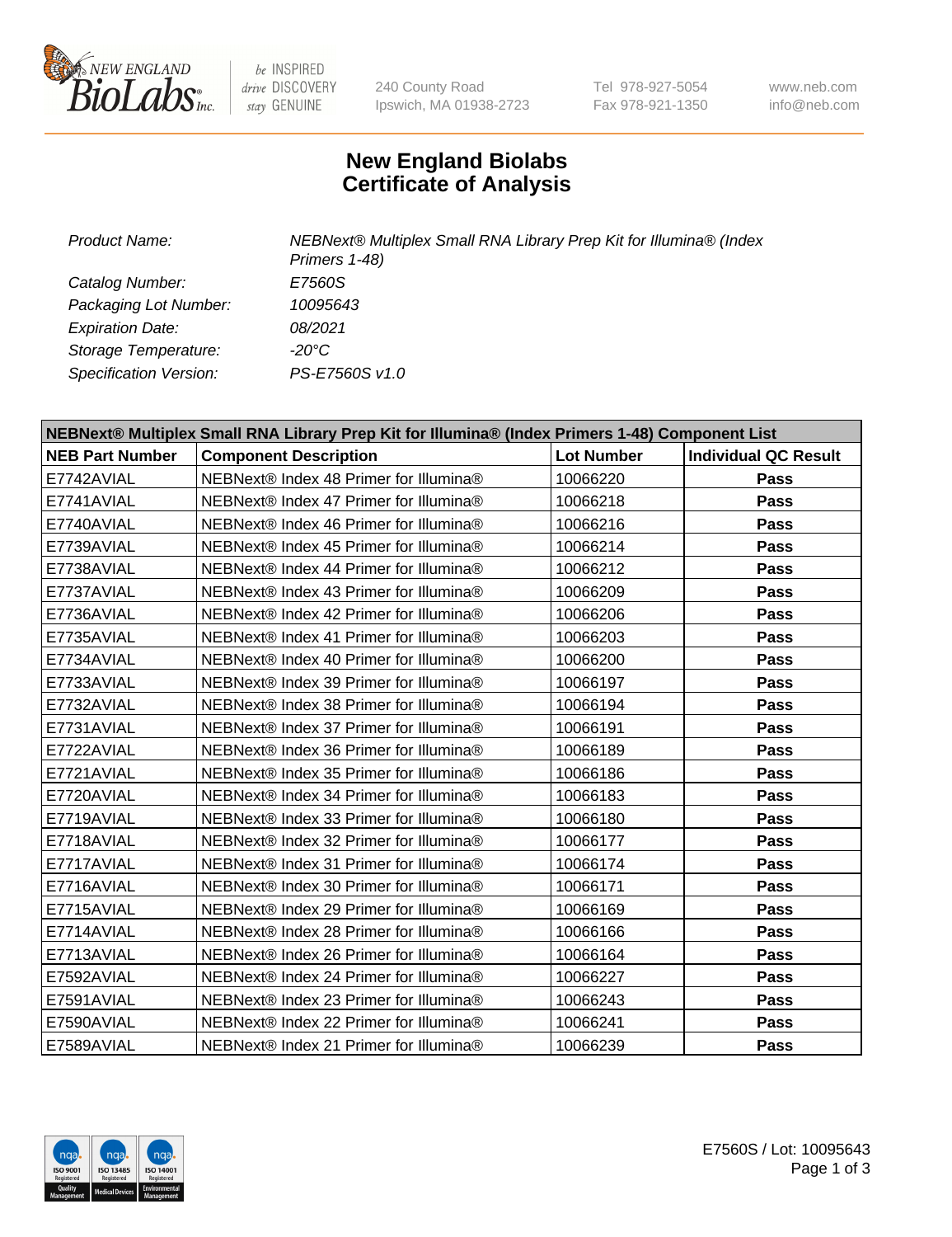New England Biolabs — be INSPIRED drive DISCOVERY stay GENUINE — 240 County Road, Ipswich, MA 01938-2723 — Tel 978-927-5054, Fax 978-921-1350 — www.neb.com, info@neb.com

# New England Biolabs
# Certificate of Analysis

| | |
|---|---|
| *Product Name:* | *NEBNext® Multiplex Small RNA Library Prep Kit for Illumina® (Index Primers 1-48)* |
| *Catalog Number:* | *E7560S* |
| *Packaging Lot Number:* | *10095643* |
| *Expiration Date:* | *08/2021* |
| *Storage Temperature:* | *-20°C* |
| *Specification Version:* | *PS-E7560S v1.0* |

**NEBNext® Multiplex Small RNA Library Prep Kit for Illumina® (Index Primers 1-48) Component List**

| NEB Part Number | Component Description | Lot Number | Individual QC Result |
|---|---|---|---|
| E7742AVIAL | NEBNext® Index 48 Primer for Illumina® | 10066220 | **Pass** |
| E7741AVIAL | NEBNext® Index 47 Primer for Illumina® | 10066218 | **Pass** |
| E7740AVIAL | NEBNext® Index 46 Primer for Illumina® | 10066216 | **Pass** |
| E7739AVIAL | NEBNext® Index 45 Primer for Illumina® | 10066214 | **Pass** |
| E7738AVIAL | NEBNext® Index 44 Primer for Illumina® | 10066212 | **Pass** |
| E7737AVIAL | NEBNext® Index 43 Primer for Illumina® | 10066209 | **Pass** |
| E7736AVIAL | NEBNext® Index 42 Primer for Illumina® | 10066206 | **Pass** |
| E7735AVIAL | NEBNext® Index 41 Primer for Illumina® | 10066203 | **Pass** |
| E7734AVIAL | NEBNext® Index 40 Primer for Illumina® | 10066200 | **Pass** |
| E7733AVIAL | NEBNext® Index 39 Primer for Illumina® | 10066197 | **Pass** |
| E7732AVIAL | NEBNext® Index 38 Primer for Illumina® | 10066194 | **Pass** |
| E7731AVIAL | NEBNext® Index 37 Primer for Illumina® | 10066191 | **Pass** |
| E7722AVIAL | NEBNext® Index 36 Primer for Illumina® | 10066189 | **Pass** |
| E7721AVIAL | NEBNext® Index 35 Primer for Illumina® | 10066186 | **Pass** |
| E7720AVIAL | NEBNext® Index 34 Primer for Illumina® | 10066183 | **Pass** |
| E7719AVIAL | NEBNext® Index 33 Primer for Illumina® | 10066180 | **Pass** |
| E7718AVIAL | NEBNext® Index 32 Primer for Illumina® | 10066177 | **Pass** |
| E7717AVIAL | NEBNext® Index 31 Primer for Illumina® | 10066174 | **Pass** |
| E7716AVIAL | NEBNext® Index 30 Primer for Illumina® | 10066171 | **Pass** |
| E7715AVIAL | NEBNext® Index 29 Primer for Illumina® | 10066169 | **Pass** |
| E7714AVIAL | NEBNext® Index 28 Primer for Illumina® | 10066166 | **Pass** |
| E7713AVIAL | NEBNext® Index 26 Primer for Illumina® | 10066164 | **Pass** |
| E7592AVIAL | NEBNext® Index 24 Primer for Illumina® | 10066227 | **Pass** |
| E7591AVIAL | NEBNext® Index 23 Primer for Illumina® | 10066243 | **Pass** |
| E7590AVIAL | NEBNext® Index 22 Primer for Illumina® | 10066241 | **Pass** |
| E7589AVIAL | NEBNext® Index 21 Primer for Illumina® | 10066239 | **Pass** |

E7560S / Lot: 10095643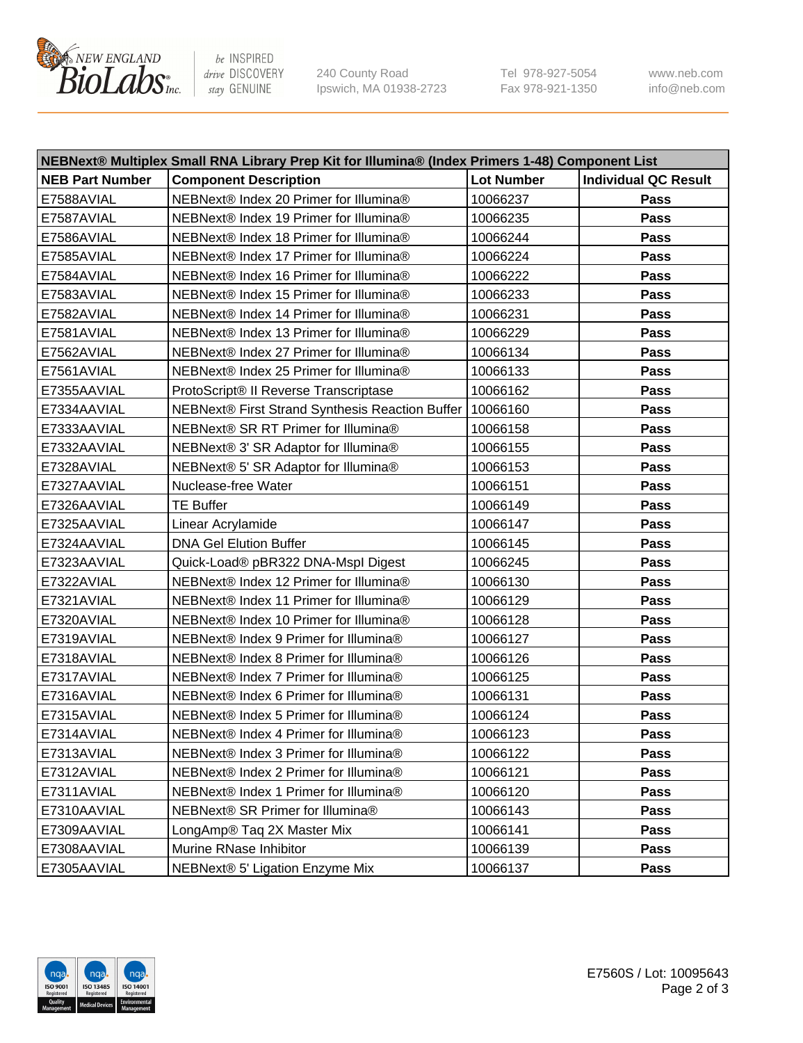| NEBNext® Multiplex Small RNA Library Prep Kit for Illumina® (Index Primers 1-48) Component List | | | |
|---|---|---|---|
| **NEB Part Number** | **Component Description** | **Lot Number** | **Individual QC Result** |
| E7588AVIAL | NEBNext® Index 20 Primer for Illumina® | 10066237 | **Pass** |
| E7587AVIAL | NEBNext® Index 19 Primer for Illumina® | 10066235 | **Pass** |
| E7586AVIAL | NEBNext® Index 18 Primer for Illumina® | 10066244 | **Pass** |
| E7585AVIAL | NEBNext® Index 17 Primer for Illumina® | 10066224 | **Pass** |
| E7584AVIAL | NEBNext® Index 16 Primer for Illumina® | 10066222 | **Pass** |
| E7583AVIAL | NEBNext® Index 15 Primer for Illumina® | 10066233 | **Pass** |
| E7582AVIAL | NEBNext® Index 14 Primer for Illumina® | 10066231 | **Pass** |
| E7581AVIAL | NEBNext® Index 13 Primer for Illumina® | 10066229 | **Pass** |
| E7562AVIAL | NEBNext® Index 27 Primer for Illumina® | 10066134 | **Pass** |
| E7561AVIAL | NEBNext® Index 25 Primer for Illumina® | 10066133 | **Pass** |
| E7355AAVIAL | ProtoScript® II Reverse Transcriptase | 10066162 | **Pass** |
| E7334AAVIAL | NEBNext® First Strand Synthesis Reaction Buffer | 10066160 | **Pass** |
| E7333AAVIAL | NEBNext® SR RT Primer for Illumina® | 10066158 | **Pass** |
| E7332AAVIAL | NEBNext® 3' SR Adaptor for Illumina® | 10066155 | **Pass** |
| E7328AVIAL | NEBNext® 5' SR Adaptor for Illumina® | 10066153 | **Pass** |
| E7327AAVIAL | Nuclease-free Water | 10066151 | **Pass** |
| E7326AAVIAL | TE Buffer | 10066149 | **Pass** |
| E7325AAVIAL | Linear Acrylamide | 10066147 | **Pass** |
| E7324AAVIAL | DNA Gel Elution Buffer | 10066145 | **Pass** |
| E7323AAVIAL | Quick-Load® pBR322 DNA-MspI Digest | 10066245 | **Pass** |
| E7322AVIAL | NEBNext® Index 12 Primer for Illumina® | 10066130 | **Pass** |
| E7321AVIAL | NEBNext® Index 11 Primer for Illumina® | 10066129 | **Pass** |
| E7320AVIAL | NEBNext® Index 10 Primer for Illumina® | 10066128 | **Pass** |
| E7319AVIAL | NEBNext® Index 9 Primer for Illumina® | 10066127 | **Pass** |
| E7318AVIAL | NEBNext® Index 8 Primer for Illumina® | 10066126 | **Pass** |
| E7317AVIAL | NEBNext® Index 7 Primer for Illumina® | 10066125 | **Pass** |
| E7316AVIAL | NEBNext® Index 6 Primer for Illumina® | 10066131 | **Pass** |
| E7315AVIAL | NEBNext® Index 5 Primer for Illumina® | 10066124 | **Pass** |
| E7314AVIAL | NEBNext® Index 4 Primer for Illumina® | 10066123 | **Pass** |
| E7313AVIAL | NEBNext® Index 3 Primer for Illumina® | 10066122 | **Pass** |
| E7312AVIAL | NEBNext® Index 2 Primer for Illumina® | 10066121 | **Pass** |
| E7311AVIAL | NEBNext® Index 1 Primer for Illumina® | 10066120 | **Pass** |
| E7310AAVIAL | NEBNext® SR Primer for Illumina® | 10066143 | **Pass** |
| E7309AAVIAL | LongAmp® Taq 2X Master Mix | 10066141 | **Pass** |
| E7308AAVIAL | Murine RNase Inhibitor | 10066139 | **Pass** |
| E7305AAVIAL | NEBNext® 5' Ligation Enzyme Mix | 10066137 | **Pass** |

E7560S / Lot: 10095643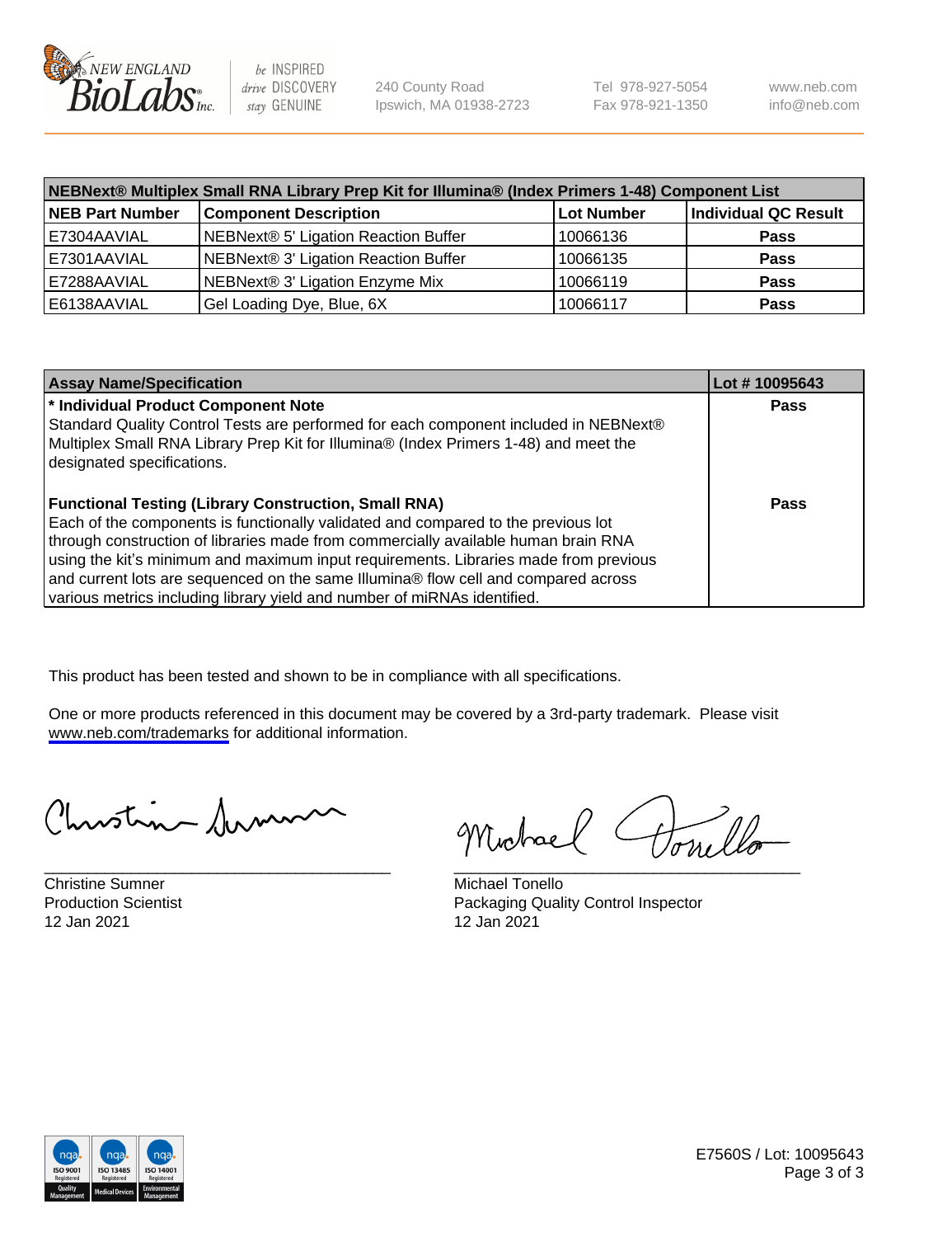240 County Road
Ipswich, MA 01938-2723

Tel 978-927-5054
Fax 978-921-1350

www.neb.com
info@neb.com

| NEBNext® Multiplex Small RNA Library Prep Kit for Illumina® (Index Primers 1-48) Component List | | | |
|---|---|---|---|
| **NEB Part Number** | **Component Description** | **Lot Number** | **Individual QC Result** |
| E7304AAVIAL | NEBNext® 5' Ligation Reaction Buffer | 10066136 | **Pass** |
| E7301AAVIAL | NEBNext® 3' Ligation Reaction Buffer | 10066135 | **Pass** |
| E7288AAVIAL | NEBNext® 3' Ligation Enzyme Mix | 10066119 | **Pass** |
| E6138AAVIAL | Gel Loading Dye, Blue, 6X | 10066117 | **Pass** |

| Assay Name/Specification | Lot # 10095643 |
|---|---|
| **\* Individual Product Component Note**<br>Standard Quality Control Tests are performed for each component included in NEBNext® Multiplex Small RNA Library Prep Kit for Illumina® (Index Primers 1-48) and meet the designated specifications. | **Pass** |
| **Functional Testing (Library Construction, Small RNA)**<br>Each of the components is functionally validated and compared to the previous lot through construction of libraries made from commercially available human brain RNA using the kit's minimum and maximum input requirements. Libraries made from previous and current lots are sequenced on the same Illumina® flow cell and compared across various metrics including library yield and number of miRNAs identified. | **Pass** |

This product has been tested and shown to be in compliance with all specifications.

One or more products referenced in this document may be covered by a 3rd-party trademark. Please visit www.neb.com/trademarks for additional information.

Christine Sumner
Production Scientist
12 Jan 2021

Michael Tonello
Packaging Quality Control Inspector
12 Jan 2021

E7560S / Lot: 10095643